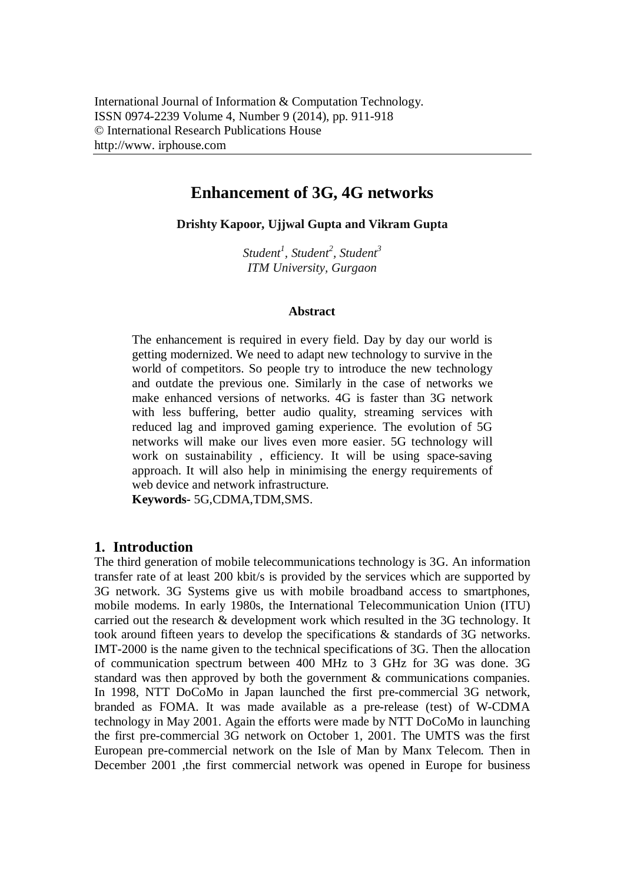# Enhancement of 3G, 4G networks

**Drishty Kapoor, Ujjwal Gupta and Vikram Gupta**

*Student[1], Student[2], Student[3]*
*ITM University, Gurgaon*

### Abstract

The enhancement is required in every field. Day by day our world is getting modernized. We need to adapt new technology to survive in the world of competitors. So people try to introduce the new technology and outdate the previous one. Similarly in the case of networks we make enhanced versions of networks. 4G is faster than 3G network with less buffering, better audio quality, streaming services with reduced lag and improved gaming experience. The evolution of 5G networks will make our lives even more easier. 5G technology will work on sustainability , efficiency. It will be using space-saving approach. It will also help in minimising the energy requirements of web device and network infrastructure.

**Keywords-** 5G,CDMA,TDM,SMS.

## 1. Introduction

The third generation of mobile telecommunications technology is 3G. An information transfer rate of at least 200 kbit/s is provided by the services which are supported by 3G network. 3G Systems give us with mobile broadband access to smartphones, mobile modems. In early 1980s, the International Telecommunication Union (ITU) carried out the research & development work which resulted in the 3G technology. It took around fifteen years to develop the specifications & standards of 3G networks. IMT-2000 is the name given to the technical specifications of 3G. Then the allocation of communication spectrum between 400 MHz to 3 GHz for 3G was done. 3G standard was then approved by both the government & communications companies. In 1998, NTT DoCoMo in Japan launched the first pre-commercial 3G network, branded as FOMA. It was made available as a pre-release (test) of W-CDMA technology in May 2001. Again the efforts were made by NTT DoCoMo in launching the first pre-commercial 3G network on October 1, 2001. The UMTS was the first European pre-commercial network on the Isle of Man by Manx Telecom. Then in December 2001 ,the first commercial network was opened in Europe for business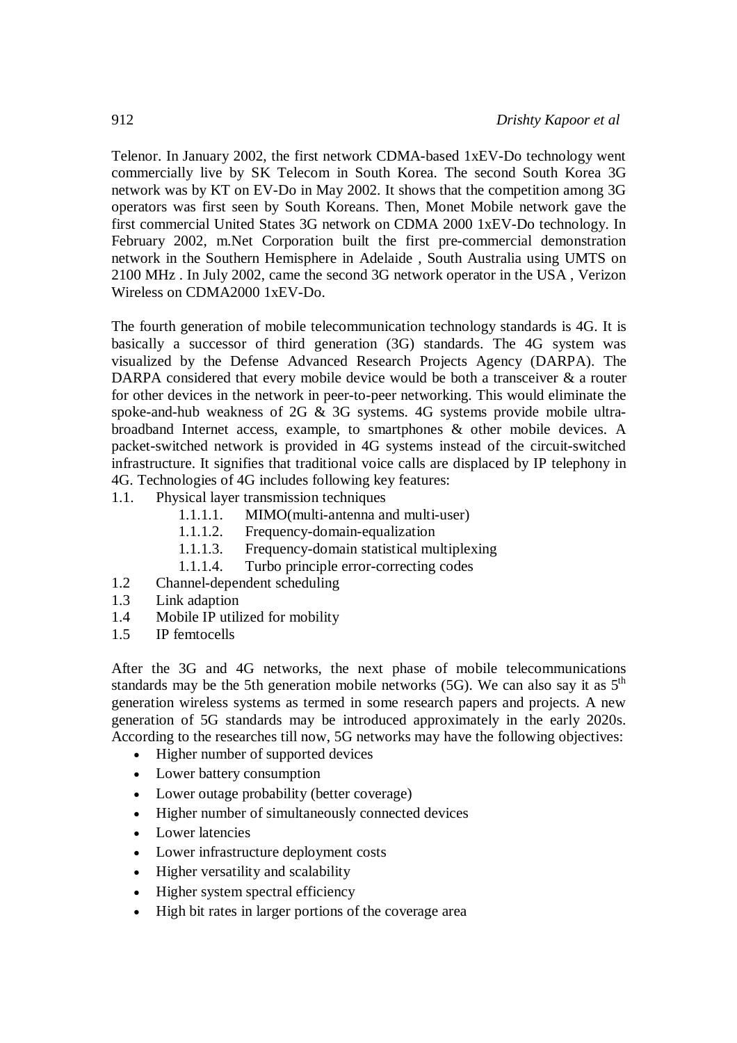Telenor. In January 2002, the first network CDMA-based 1xEV-Do technology went commercially live by SK Telecom in South Korea. The second South Korea 3G network was by KT on EV-Do in May 2002. It shows that the competition among 3G operators was first seen by South Koreans. Then, Monet Mobile network gave the first commercial United States 3G network on CDMA 2000 1xEV-Do technology. In February 2002, m.Net Corporation built the first pre-commercial demonstration network in the Southern Hemisphere in Adelaide , South Australia using UMTS on 2100 MHz . In July 2002, came the second 3G network operator in the USA , Verizon Wireless on CDMA2000 1xEV-Do.

The fourth generation of mobile telecommunication technology standards is 4G. It is basically a successor of third generation (3G) standards. The 4G system was visualized by the Defense Advanced Research Projects Agency (DARPA). The DARPA considered that every mobile device would be both a transceiver & a router for other devices in the network in peer-to-peer networking. This would eliminate the spoke-and-hub weakness of 2G & 3G systems. 4G systems provide mobile ultra-broadband Internet access, example, to smartphones & other mobile devices. A packet-switched network is provided in 4G systems instead of the circuit-switched infrastructure. It signifies that traditional voice calls are displaced by IP telephony in 4G. Technologies of 4G includes following key features:

- 1.1. Physical layer transmission techniques
  - 1.1.1.1. MIMO(multi-antenna and multi-user)
  - 1.1.1.2. Frequency-domain-equalization
  - 1.1.1.3. Frequency-domain statistical multiplexing
  - 1.1.1.4. Turbo principle error-correcting codes
- 1.2 Channel-dependent scheduling
- 1.3 Link adaption
- 1.4 Mobile IP utilized for mobility
- 1.5 IP femtocells

After the 3G and 4G networks, the next phase of mobile telecommunications standards may be the 5th generation mobile networks (5G). We can also say it as 5$^{th}$ generation wireless systems as termed in some research papers and projects. A new generation of 5G standards may be introduced approximately in the early 2020s. According to the researches till now, 5G networks may have the following objectives:

- Higher number of supported devices
- Lower battery consumption
- Lower outage probability (better coverage)
- Higher number of simultaneously connected devices
- Lower latencies
- Lower infrastructure deployment costs
- Higher versatility and scalability
- Higher system spectral efficiency
- High bit rates in larger portions of the coverage area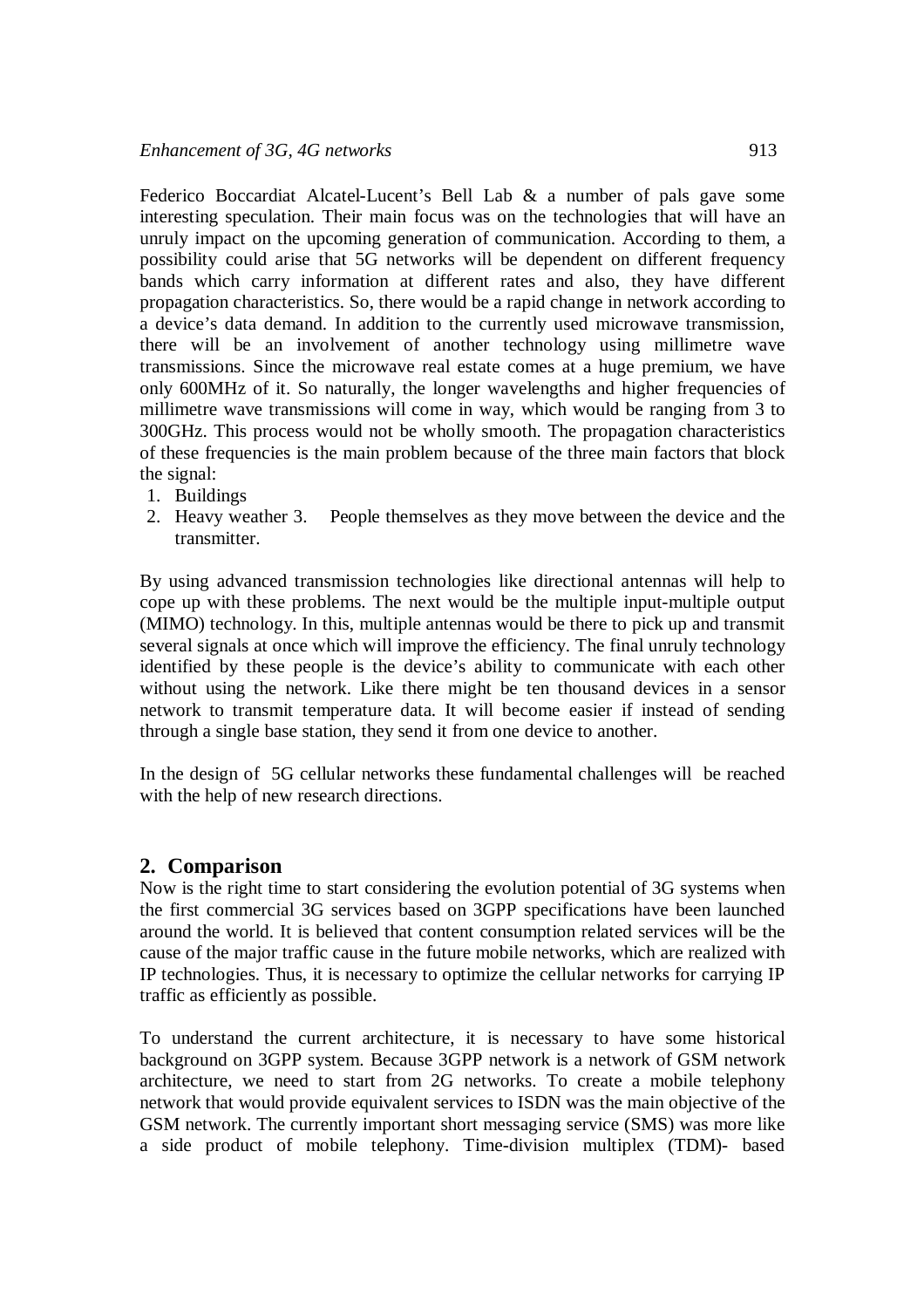Federico Boccardiat Alcatel-Lucent's Bell Lab & a number of pals gave some interesting speculation. Their main focus was on the technologies that will have an unruly impact on the upcoming generation of communication. According to them, a possibility could arise that 5G networks will be dependent on different frequency bands which carry information at different rates and also, they have different propagation characteristics. So, there would be a rapid change in network according to a device's data demand. In addition to the currently used microwave transmission, there will be an involvement of another technology using millimetre wave transmissions. Since the microwave real estate comes at a huge premium, we have only 600MHz of it. So naturally, the longer wavelengths and higher frequencies of millimetre wave transmissions will come in way, which would be ranging from 3 to 300GHz. This process would not be wholly smooth. The propagation characteristics of these frequencies is the main problem because of the three main factors that block the signal:

1. Buildings
2. Heavy weather
3. People themselves as they move between the device and the transmitter.

By using advanced transmission technologies like directional antennas will help to cope up with these problems. The next would be the multiple input-multiple output (MIMO) technology. In this, multiple antennas would be there to pick up and transmit several signals at once which will improve the efficiency. The final unruly technology identified by these people is the device's ability to communicate with each other without using the network. Like there might be ten thousand devices in a sensor network to transmit temperature data. It will become easier if instead of sending through a single base station, they send it from one device to another.

In the design of 5G cellular networks these fundamental challenges will be reached with the help of new research directions.

## 2. Comparison

Now is the right time to start considering the evolution potential of 3G systems when the first commercial 3G services based on 3GPP specifications have been launched around the world. It is believed that content consumption related services will be the cause of the major traffic cause in the future mobile networks, which are realized with IP technologies. Thus, it is necessary to optimize the cellular networks for carrying IP traffic as efficiently as possible.

To understand the current architecture, it is necessary to have some historical background on 3GPP system. Because 3GPP network is a network of GSM network architecture, we need to start from 2G networks. To create a mobile telephony network that would provide equivalent services to ISDN was the main objective of the GSM network. The currently important short messaging service (SMS) was more like a side product of mobile telephony. Time-division multiplex (TDM)- based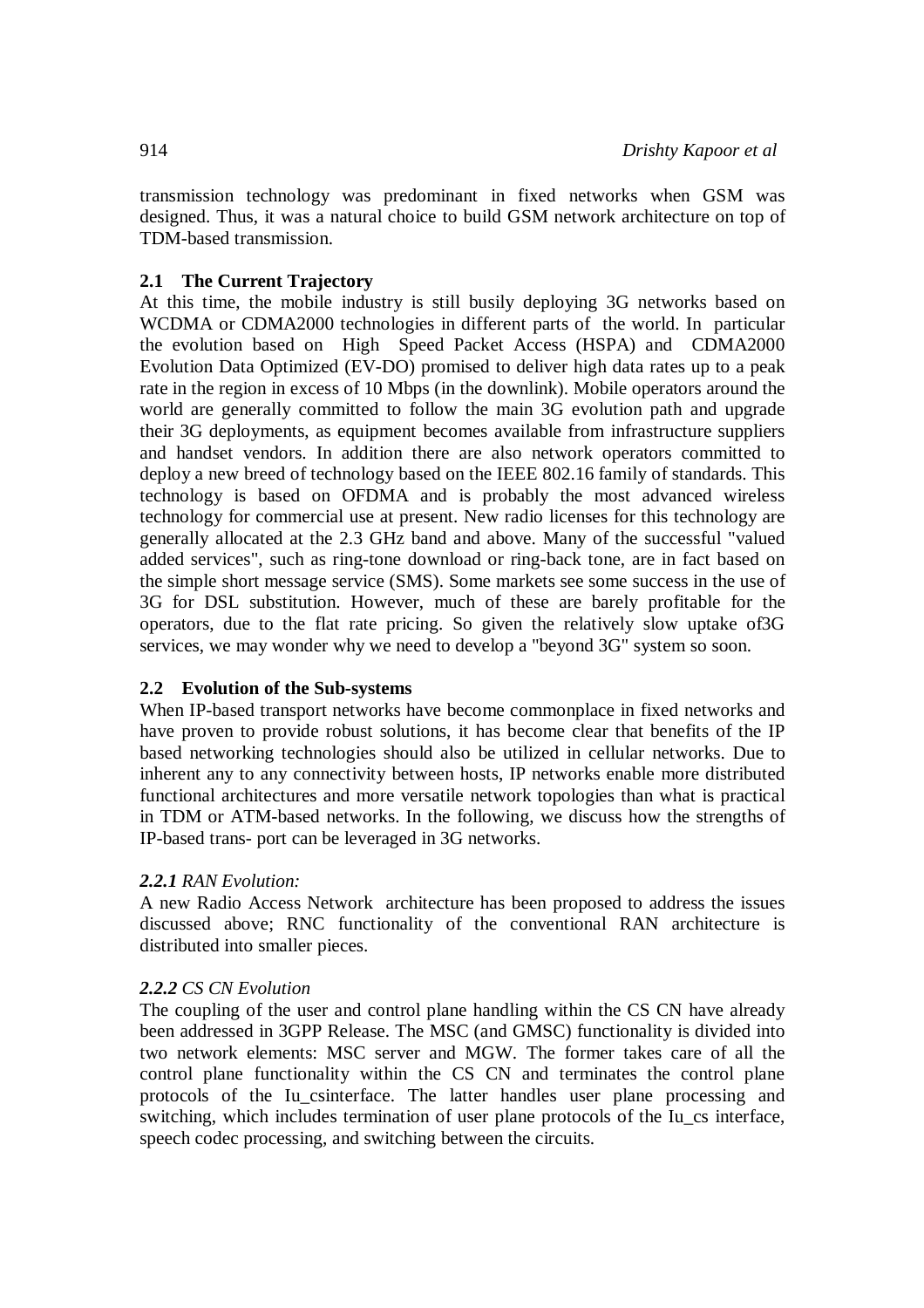transmission technology was predominant in fixed networks when GSM was designed. Thus, it was a natural choice to build GSM network architecture on top of TDM-based transmission.

### 2.1 The Current Trajectory

At this time, the mobile industry is still busily deploying 3G networks based on WCDMA or CDMA2000 technologies in different parts of the world. In particular the evolution based on High Speed Packet Access (HSPA) and CDMA2000 Evolution Data Optimized (EV-DO) promised to deliver high data rates up to a peak rate in the region in excess of 10 Mbps (in the downlink). Mobile operators around the world are generally committed to follow the main 3G evolution path and upgrade their 3G deployments, as equipment becomes available from infrastructure suppliers and handset vendors. In addition there are also network operators committed to deploy a new breed of technology based on the IEEE 802.16 family of standards. This technology is based on OFDMA and is probably the most advanced wireless technology for commercial use at present. New radio licenses for this technology are generally allocated at the 2.3 GHz band and above. Many of the successful "valued added services", such as ring-tone download or ring-back tone, are in fact based on the simple short message service (SMS). Some markets see some success in the use of 3G for DSL substitution. However, much of these are barely profitable for the operators, due to the flat rate pricing. So given the relatively slow uptake of3G services, we may wonder why we need to develop a "beyond 3G" system so soon.

### 2.2 Evolution of the Sub-systems

When IP-based transport networks have become commonplace in fixed networks and have proven to provide robust solutions, it has become clear that benefits of the IP based networking technologies should also be utilized in cellular networks. Due to inherent any to any connectivity between hosts, IP networks enable more distributed functional architectures and more versatile network topologies than what is practical in TDM or ATM-based networks. In the following, we discuss how the strengths of IP-based trans- port can be leveraged in 3G networks.

#### ***2.2.1*** *RAN Evolution:*

A new Radio Access Network architecture has been proposed to address the issues discussed above; RNC functionality of the conventional RAN architecture is distributed into smaller pieces.

#### ***2.2.2*** *CS CN Evolution*

The coupling of the user and control plane handling within the CS CN have already been addressed in 3GPP Release. The MSC (and GMSC) functionality is divided into two network elements: MSC server and MGW. The former takes care of all the control plane functionality within the CS CN and terminates the control plane protocols of the Iu_csinterface. The latter handles user plane processing and switching, which includes termination of user plane protocols of the Iu_cs interface, speech codec processing, and switching between the circuits.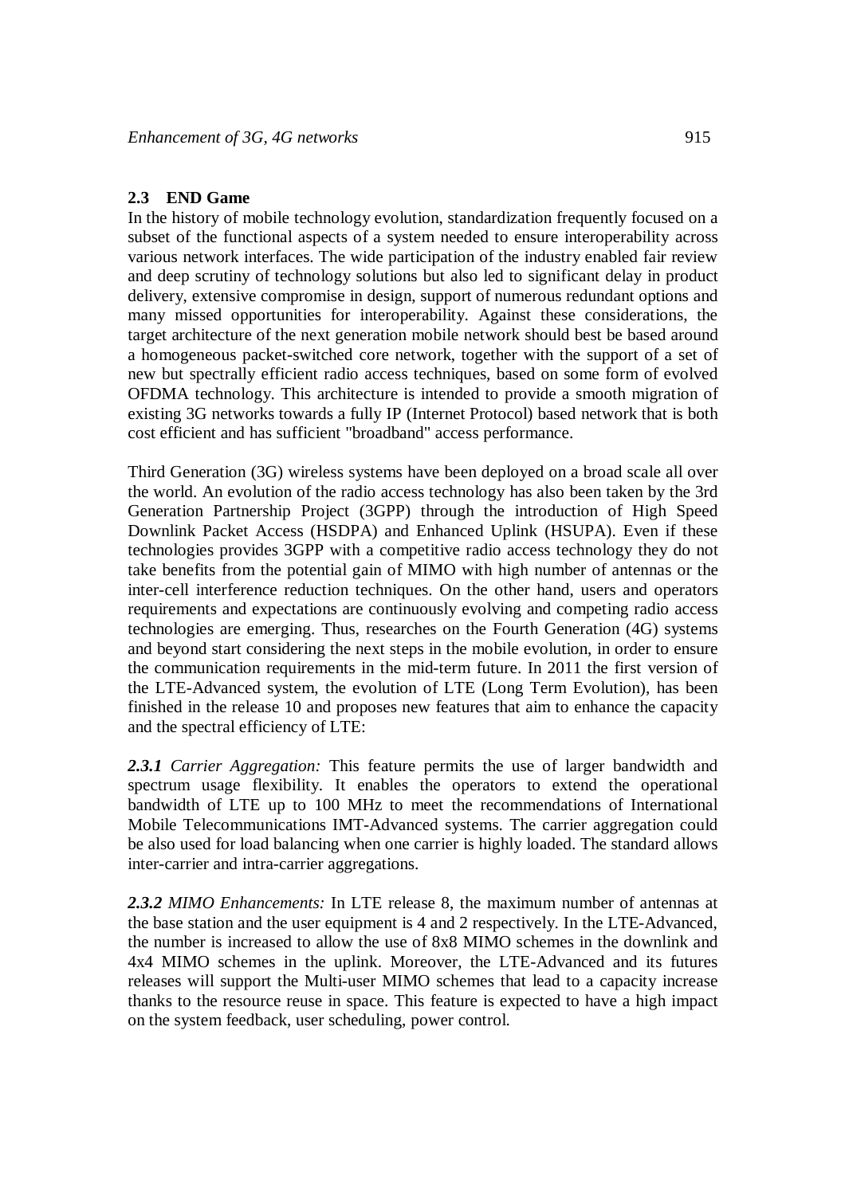## 2.3 END Game

In the history of mobile technology evolution, standardization frequently focused on a subset of the functional aspects of a system needed to ensure interoperability across various network interfaces. The wide participation of the industry enabled fair review and deep scrutiny of technology solutions but also led to significant delay in product delivery, extensive compromise in design, support of numerous redundant options and many missed opportunities for interoperability. Against these considerations, the target architecture of the next generation mobile network should best be based around a homogeneous packet-switched core network, together with the support of a set of new but spectrally efficient radio access techniques, based on some form of evolved OFDMA technology. This architecture is intended to provide a smooth migration of existing 3G networks towards a fully IP (Internet Protocol) based network that is both cost efficient and has sufficient "broadband" access performance.

Third Generation (3G) wireless systems have been deployed on a broad scale all over the world. An evolution of the radio access technology has also been taken by the 3rd Generation Partnership Project (3GPP) through the introduction of High Speed Downlink Packet Access (HSDPA) and Enhanced Uplink (HSUPA). Even if these technologies provides 3GPP with a competitive radio access technology they do not take benefits from the potential gain of MIMO with high number of antennas or the inter-cell interference reduction techniques. On the other hand, users and operators requirements and expectations are continuously evolving and competing radio access technologies are emerging. Thus, researches on the Fourth Generation (4G) systems and beyond start considering the next steps in the mobile evolution, in order to ensure the communication requirements in the mid-term future. In 2011 the first version of the LTE-Advanced system, the evolution of LTE (Long Term Evolution), has been finished in the release 10 and proposes new features that aim to enhance the capacity and the spectral efficiency of LTE:

***2.3.1*** *Carrier Aggregation:* This feature permits the use of larger bandwidth and spectrum usage flexibility. It enables the operators to extend the operational bandwidth of LTE up to 100 MHz to meet the recommendations of International Mobile Telecommunications IMT-Advanced systems. The carrier aggregation could be also used for load balancing when one carrier is highly loaded. The standard allows inter-carrier and intra-carrier aggregations.

***2.3.2*** *MIMO Enhancements:* In LTE release 8, the maximum number of antennas at the base station and the user equipment is 4 and 2 respectively. In the LTE-Advanced, the number is increased to allow the use of 8x8 MIMO schemes in the downlink and 4x4 MIMO schemes in the uplink. Moreover, the LTE-Advanced and its futures releases will support the Multi-user MIMO schemes that lead to a capacity increase thanks to the resource reuse in space. This feature is expected to have a high impact on the system feedback, user scheduling, power control.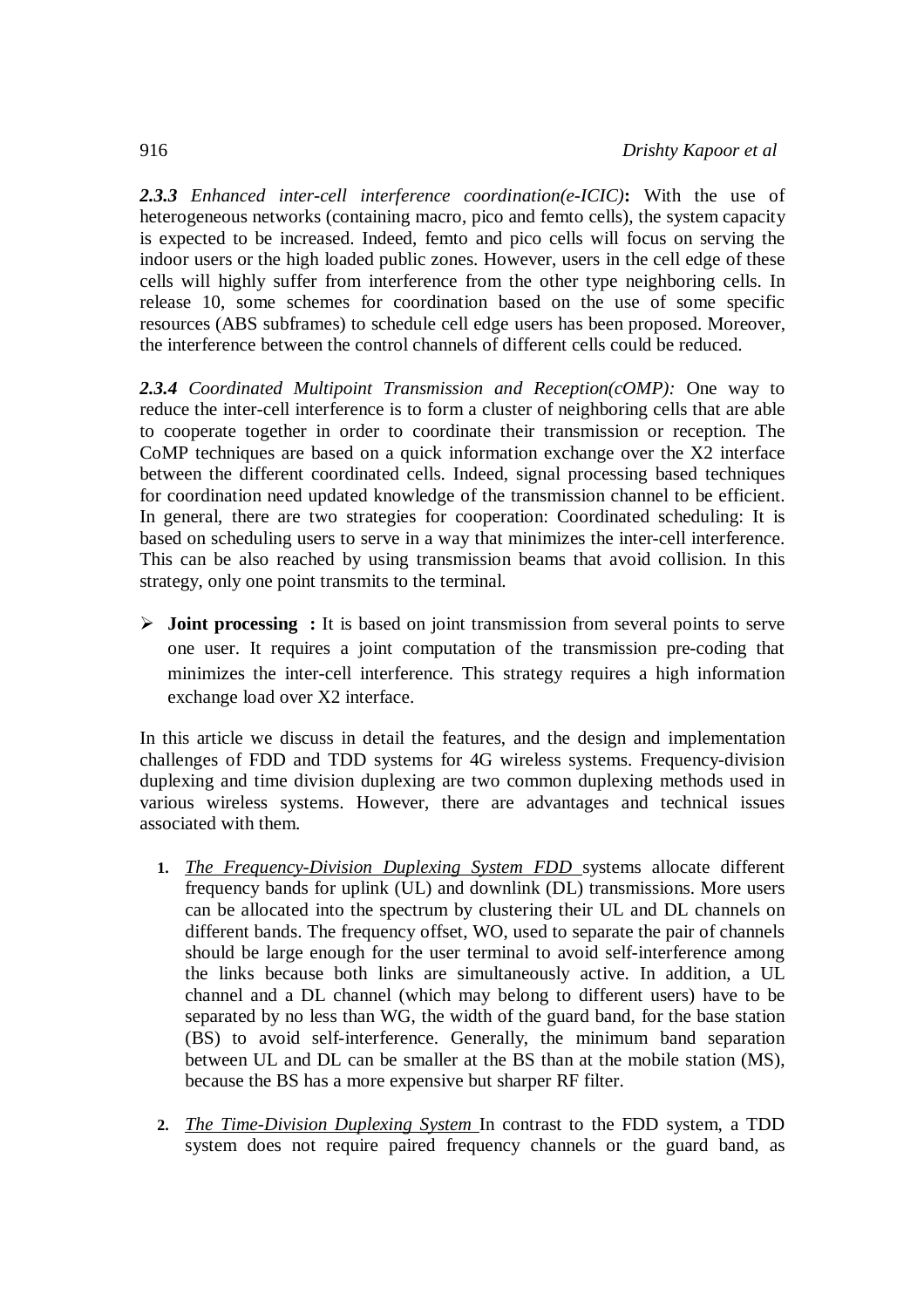**2.3.3** *Enhanced inter-cell interference coordination(e-ICIC)***:** With the use of heterogeneous networks (containing macro, pico and femto cells), the system capacity is expected to be increased. Indeed, femto and pico cells will focus on serving the indoor users or the high loaded public zones. However, users in the cell edge of these cells will highly suffer from interference from the other type neighboring cells. In release 10, some schemes for coordination based on the use of some specific resources (ABS subframes) to schedule cell edge users has been proposed. Moreover, the interference between the control channels of different cells could be reduced.

**2.3.4** *Coordinated Multipoint Transmission and Reception(cOMP):* One way to reduce the inter-cell interference is to form a cluster of neighboring cells that are able to cooperate together in order to coordinate their transmission or reception. The CoMP techniques are based on a quick information exchange over the X2 interface between the different coordinated cells. Indeed, signal processing based techniques for coordination need updated knowledge of the transmission channel to be efficient. In general, there are two strategies for cooperation: Coordinated scheduling: It is based on scheduling users to serve in a way that minimizes the inter-cell interference. This can be also reached by using transmission beams that avoid collision. In this strategy, only one point transmits to the terminal.

- **Joint processing :** It is based on joint transmission from several points to serve one user. It requires a joint computation of the transmission pre-coding that minimizes the inter-cell interference. This strategy requires a high information exchange load over X2 interface.

In this article we discuss in detail the features, and the design and implementation challenges of FDD and TDD systems for 4G wireless systems. Frequency-division duplexing and time division duplexing are two common duplexing methods used in various wireless systems. However, there are advantages and technical issues associated with them.

1. *The Frequency-Division Duplexing System FDD* systems allocate different frequency bands for uplink (UL) and downlink (DL) transmissions. More users can be allocated into the spectrum by clustering their UL and DL channels on different bands. The frequency offset, WO, used to separate the pair of channels should be large enough for the user terminal to avoid self-interference among the links because both links are simultaneously active. In addition, a UL channel and a DL channel (which may belong to different users) have to be separated by no less than WG, the width of the guard band, for the base station (BS) to avoid self-interference. Generally, the minimum band separation between UL and DL can be smaller at the BS than at the mobile station (MS), because the BS has a more expensive but sharper RF filter.

2. *The Time-Division Duplexing System* In contrast to the FDD system, a TDD system does not require paired frequency channels or the guard band, as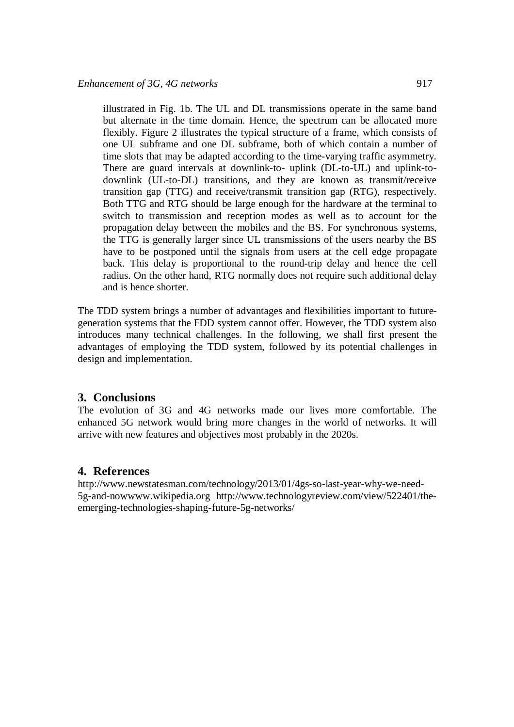illustrated in Fig. 1b. The UL and DL transmissions operate in the same band but alternate in the time domain. Hence, the spectrum can be allocated more flexibly. Figure 2 illustrates the typical structure of a frame, which consists of one UL subframe and one DL subframe, both of which contain a number of time slots that may be adapted according to the time-varying traffic asymmetry. There are guard intervals at downlink-to- uplink (DL-to-UL) and uplink-to-downlink (UL-to-DL) transitions, and they are known as transmit/receive transition gap (TTG) and receive/transmit transition gap (RTG), respectively. Both TTG and RTG should be large enough for the hardware at the terminal to switch to transmission and reception modes as well as to account for the propagation delay between the mobiles and the BS. For synchronous systems, the TTG is generally larger since UL transmissions of the users nearby the BS have to be postponed until the signals from users at the cell edge propagate back. This delay is proportional to the round-trip delay and hence the cell radius. On the other hand, RTG normally does not require such additional delay and is hence shorter.

The TDD system brings a number of advantages and flexibilities important to future-generation systems that the FDD system cannot offer. However, the TDD system also introduces many technical challenges. In the following, we shall first present the advantages of employing the TDD system, followed by its potential challenges in design and implementation.

## 3. Conclusions

The evolution of 3G and 4G networks made our lives more comfortable. The enhanced 5G network would bring more changes in the world of networks. It will arrive with new features and objectives most probably in the 2020s.

## 4. References

http://www.newstatesman.com/technology/2013/01/4gs-so-last-year-why-we-need-5g-and-nowwww.wikipedia.org http://www.technologyreview.com/view/522401/the-emerging-technologies-shaping-future-5g-networks/